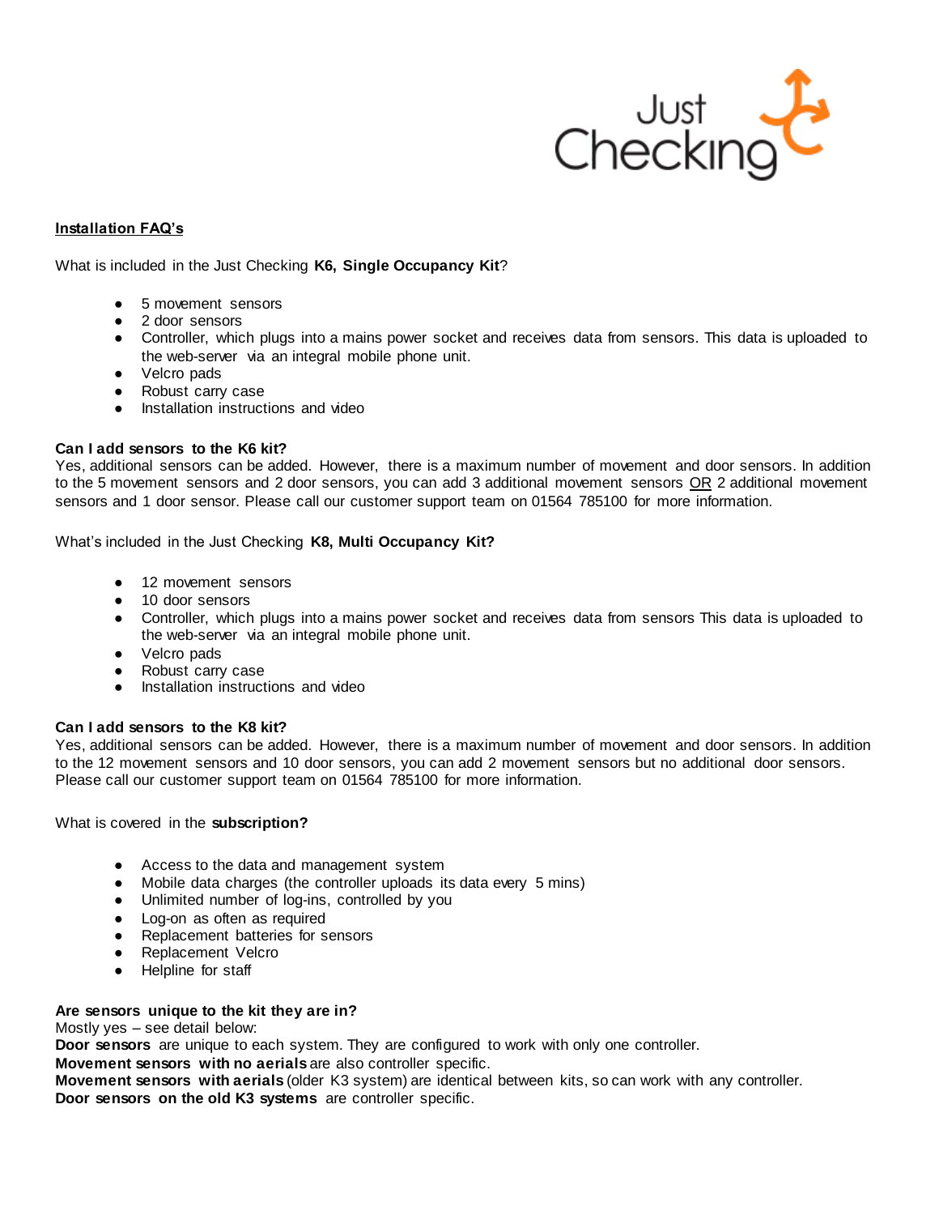Just Checking

## Installation FAQ's

What is included in the Just Checking **K6, Single Occupancy Kit**?

- 5 movement sensors
- 2 door sensors
- Controller, which plugs into a mains power socket and receives data from sensors. This data is uploaded to the web-server via an integral mobile phone unit.
- Velcro pads
- Robust carry case
- Installation instructions and video

**Can I add sensors to the K6 kit?**
Yes, additional sensors can be added. However, there is a maximum number of movement and door sensors. In addition to the 5 movement sensors and 2 door sensors, you can add 3 additional movement sensors OR 2 additional movement sensors and 1 door sensor. Please call our customer support team on 01564 785100 for more information.

What's included in the Just Checking **K8, Multi Occupancy Kit?**

- 12 movement sensors
- 10 door sensors
- Controller, which plugs into a mains power socket and receives data from sensors This data is uploaded to the web-server via an integral mobile phone unit.
- Velcro pads
- Robust carry case
- Installation instructions and video

**Can I add sensors to the K8 kit?**
Yes, additional sensors can be added. However, there is a maximum number of movement and door sensors. In addition to the 12 movement sensors and 10 door sensors, you can add 2 movement sensors but no additional door sensors. Please call our customer support team on 01564 785100 for more information.

What is covered in the **subscription?**

- Access to the data and management system
- Mobile data charges (the controller uploads its data every 5 mins)
- Unlimited number of log-ins, controlled by you
- Log-on as often as required
- Replacement batteries for sensors
- Replacement Velcro
- Helpline for staff

**Are sensors unique to the kit they are in?**
Mostly yes – see detail below:
**Door sensors** are unique to each system. They are configured to work with only one controller.
**Movement sensors with no aerials** are also controller specific.
**Movement sensors with aerials** (older K3 system) are identical between kits, so can work with any controller.
**Door sensors on the old K3 systems** are controller specific.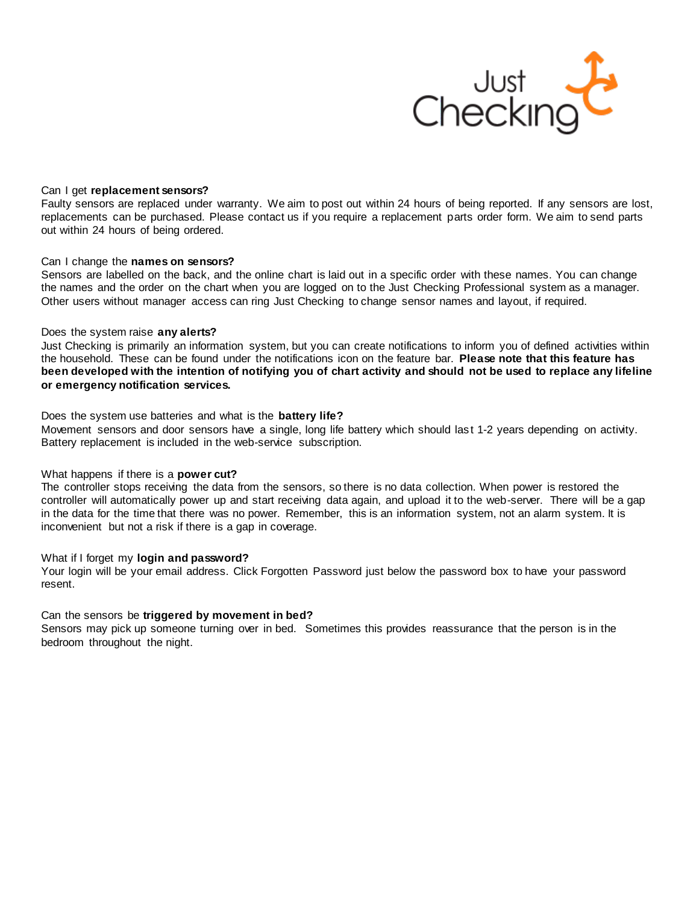Can I get **replacement sensors?**

Faulty sensors are replaced under warranty. We aim to post out within 24 hours of being reported. If any sensors are lost, replacements can be purchased. Please contact us if you require a replacement parts order form. We aim to send parts out within 24 hours of being ordered.

Can I change the **names on sensors?**

Sensors are labelled on the back, and the online chart is laid out in a specific order with these names. You can change the names and the order on the chart when you are logged on to the Just Checking Professional system as a manager. Other users without manager access can ring Just Checking to change sensor names and layout, if required.

Does the system raise **any alerts?**

Just Checking is primarily an information system, but you can create notifications to inform you of defined activities within the household. These can be found under the notifications icon on the feature bar. **Please note that this feature has been developed with the intention of notifying you of chart activity and should not be used to replace any lifeline or emergency notification services.**

Does the system use batteries and what is the **battery life?**

Movement sensors and door sensors have a single, long life battery which should last 1-2 years depending on activity. Battery replacement is included in the web-service subscription.

What happens if there is a **power cut?**

The controller stops receiving the data from the sensors, so there is no data collection. When power is restored the controller will automatically power up and start receiving data again, and upload it to the web-server. There will be a gap in the data for the time that there was no power. Remember, this is an information system, not an alarm system. It is inconvenient but not a risk if there is a gap in coverage.

What if I forget my **login and password?**

Your login will be your email address. Click Forgotten Password just below the password box to have your password resent.

Can the sensors be **triggered by movement in bed?**

Sensors may pick up someone turning over in bed. Sometimes this provides reassurance that the person is in the bedroom throughout the night.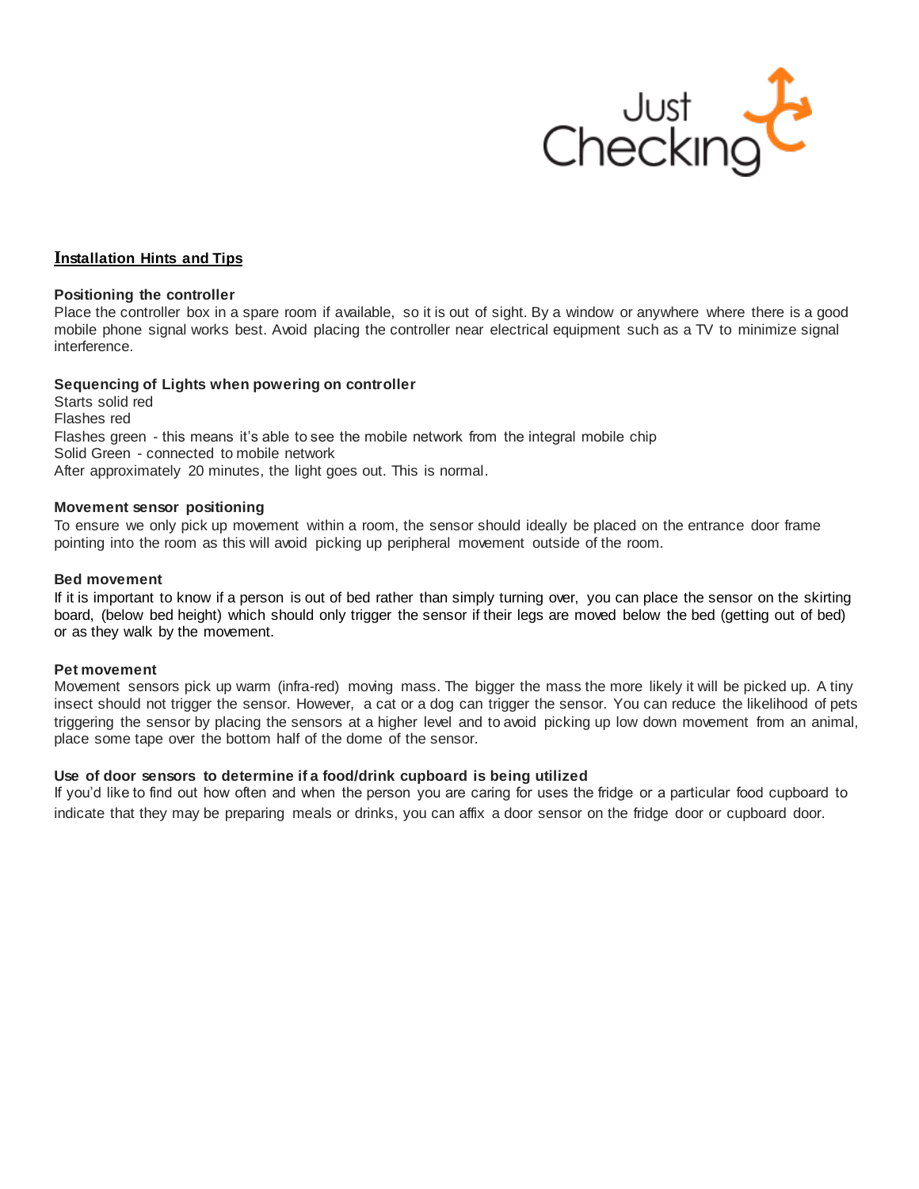## Installation Hints and Tips

**Positioning the controller**

Place the controller box in a spare room if available, so it is out of sight. By a window or anywhere where there is a good mobile phone signal works best. Avoid placing the controller near electrical equipment such as a TV to minimize signal interference.

**Sequencing of Lights when powering on controller**

Starts solid red
Flashes red
Flashes green - this means it's able to see the mobile network from the integral mobile chip
Solid Green - connected to mobile network
After approximately 20 minutes, the light goes out. This is normal.

**Movement sensor positioning**

To ensure we only pick up movement within a room, the sensor should ideally be placed on the entrance door frame pointing into the room as this will avoid picking up peripheral movement outside of the room.

**Bed movement**

If it is important to know if a person is out of bed rather than simply turning over, you can place the sensor on the skirting board, (below bed height) which should only trigger the sensor if their legs are moved below the bed (getting out of bed) or as they walk by the movement.

**Pet movement**

Movement sensors pick up warm (infra-red) moving mass. The bigger the mass the more likely it will be picked up. A tiny insect should not trigger the sensor. However, a cat or a dog can trigger the sensor. You can reduce the likelihood of pets triggering the sensor by placing the sensors at a higher level and to avoid picking up low down movement from an animal, place some tape over the bottom half of the dome of the sensor.

**Use of door sensors to determine if a food/drink cupboard is being utilized**

If you'd like to find out how often and when the person you are caring for uses the fridge or a particular food cupboard to indicate that they may be preparing meals or drinks, you can affix a door sensor on the fridge door or cupboard door.